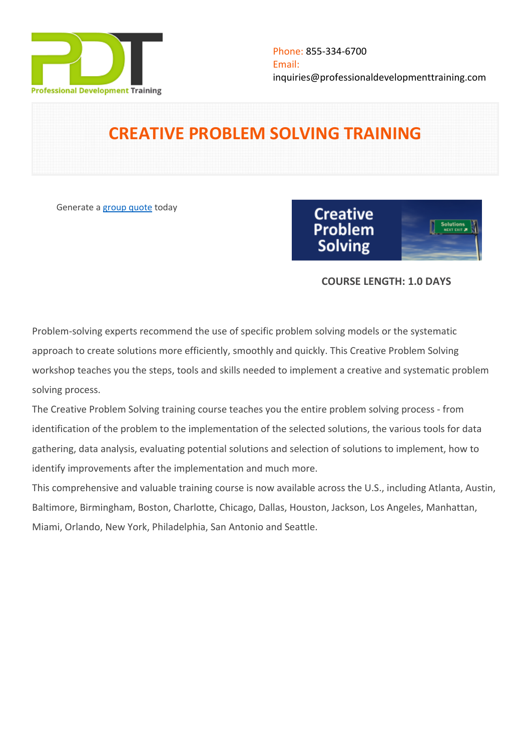Professional Development Training

Phone: 855-334-6700
Email:
inquiries@professionaldevelopmenttraining.com

# CREATIVE PROBLEM SOLVING TRAINING

Generate a [group quote](group quote) today

**COURSE LENGTH: 1.0 DAYS**

Problem-solving experts recommend the use of specific problem solving models or the systematic approach to create solutions more efficiently, smoothly and quickly. This Creative Problem Solving workshop teaches you the steps, tools and skills needed to implement a creative and systematic problem solving process.

The Creative Problem Solving training course teaches you the entire problem solving process - from identification of the problem to the implementation of the selected solutions, the various tools for data gathering, data analysis, evaluating potential solutions and selection of solutions to implement, how to identify improvements after the implementation and much more.

This comprehensive and valuable training course is now available across the U.S., including Atlanta, Austin, Baltimore, Birmingham, Boston, Charlotte, Chicago, Dallas, Houston, Jackson, Los Angeles, Manhattan, Miami, Orlando, New York, Philadelphia, San Antonio and Seattle.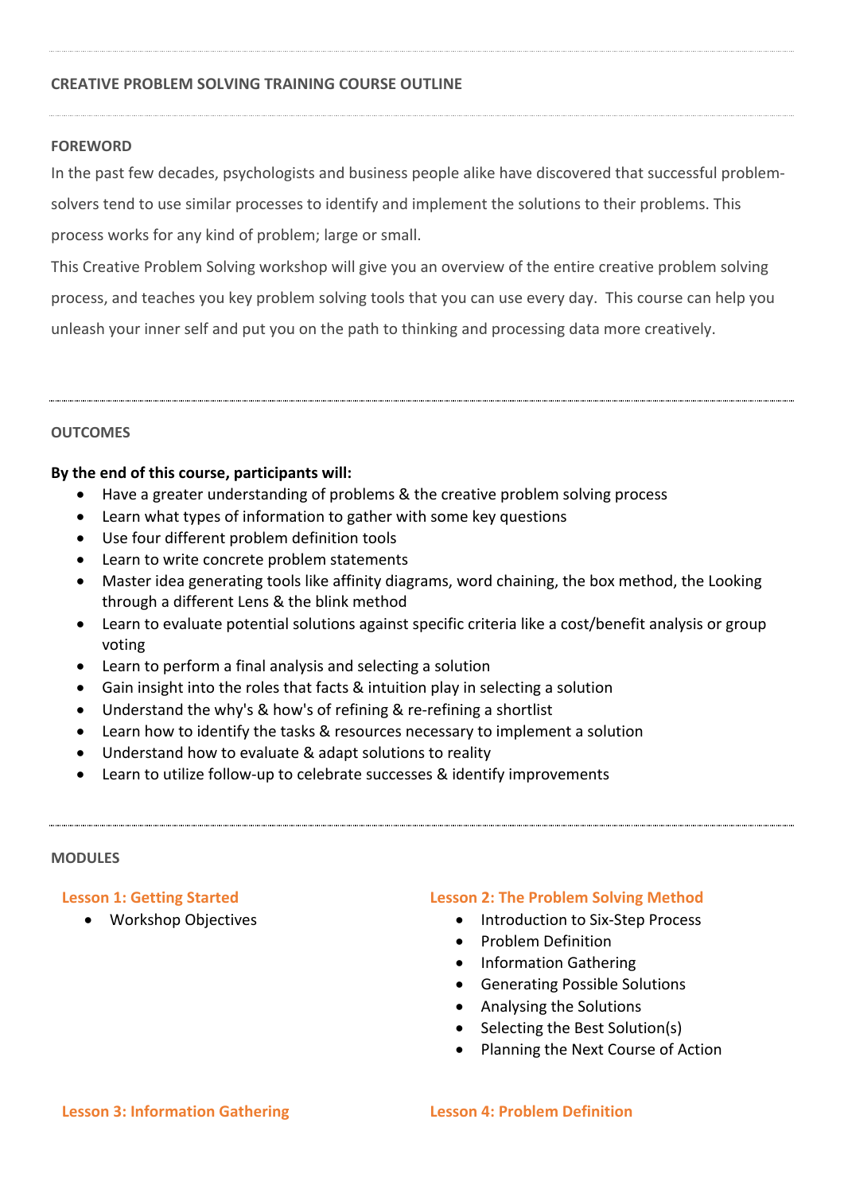## CREATIVE PROBLEM SOLVING TRAINING COURSE OUTLINE

### FOREWORD

In the past few decades, psychologists and business people alike have discovered that successful problem-solvers tend to use similar processes to identify and implement the solutions to their problems. This process works for any kind of problem; large or small.

This Creative Problem Solving workshop will give you an overview of the entire creative problem solving process, and teaches you key problem solving tools that you can use every day. This course can help you unleash your inner self and put you on the path to thinking and processing data more creatively.

### OUTCOMES

**By the end of this course, participants will:**

- Have a greater understanding of problems & the creative problem solving process
- Learn what types of information to gather with some key questions
- Use four different problem definition tools
- Learn to write concrete problem statements
- Master idea generating tools like affinity diagrams, word chaining, the box method, the Looking through a different Lens & the blink method
- Learn to evaluate potential solutions against specific criteria like a cost/benefit analysis or group voting
- Learn to perform a final analysis and selecting a solution
- Gain insight into the roles that facts & intuition play in selecting a solution
- Understand the why's & how's of refining & re-refining a shortlist
- Learn how to identify the tasks & resources necessary to implement a solution
- Understand how to evaluate & adapt solutions to reality
- Learn to utilize follow-up to celebrate successes & identify improvements

### MODULES

#### Lesson 1: Getting Started

- Workshop Objectives

#### Lesson 2: The Problem Solving Method

- Introduction to Six-Step Process
- Problem Definition
- Information Gathering
- Generating Possible Solutions
- Analysing the Solutions
- Selecting the Best Solution(s)
- Planning the Next Course of Action

#### Lesson 3: Information Gathering

#### Lesson 4: Problem Definition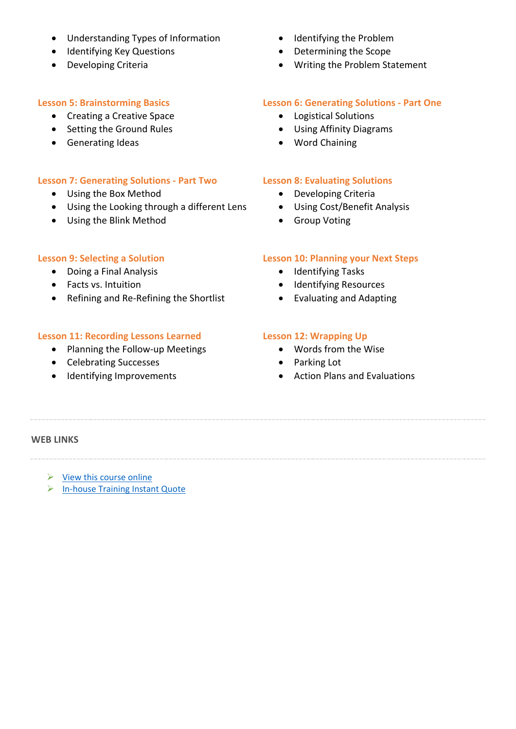- Understanding Types of Information
- Identifying Key Questions
- Developing Criteria

- Identifying the Problem
- Determining the Scope
- Writing the Problem Statement

### Lesson 5: Brainstorming Basics

- Creating a Creative Space
- Setting the Ground Rules
- Generating Ideas

### Lesson 6: Generating Solutions - Part One

- Logistical Solutions
- Using Affinity Diagrams
- Word Chaining

### Lesson 7: Generating Solutions - Part Two

- Using the Box Method
- Using the Looking through a different Lens
- Using the Blink Method

### Lesson 8: Evaluating Solutions

- Developing Criteria
- Using Cost/Benefit Analysis
- Group Voting

### Lesson 9: Selecting a Solution

- Doing a Final Analysis
- Facts vs. Intuition
- Refining and Re-Refining the Shortlist

### Lesson 10: Planning your Next Steps

- Identifying Tasks
- Identifying Resources
- Evaluating and Adapting

### Lesson 11: Recording Lessons Learned

- Planning the Follow-up Meetings
- Celebrating Successes
- Identifying Improvements

### Lesson 12: Wrapping Up

- Words from the Wise
- Parking Lot
- Action Plans and Evaluations

---

**WEB LINKS**

---

- View this course online
- In-house Training Instant Quote